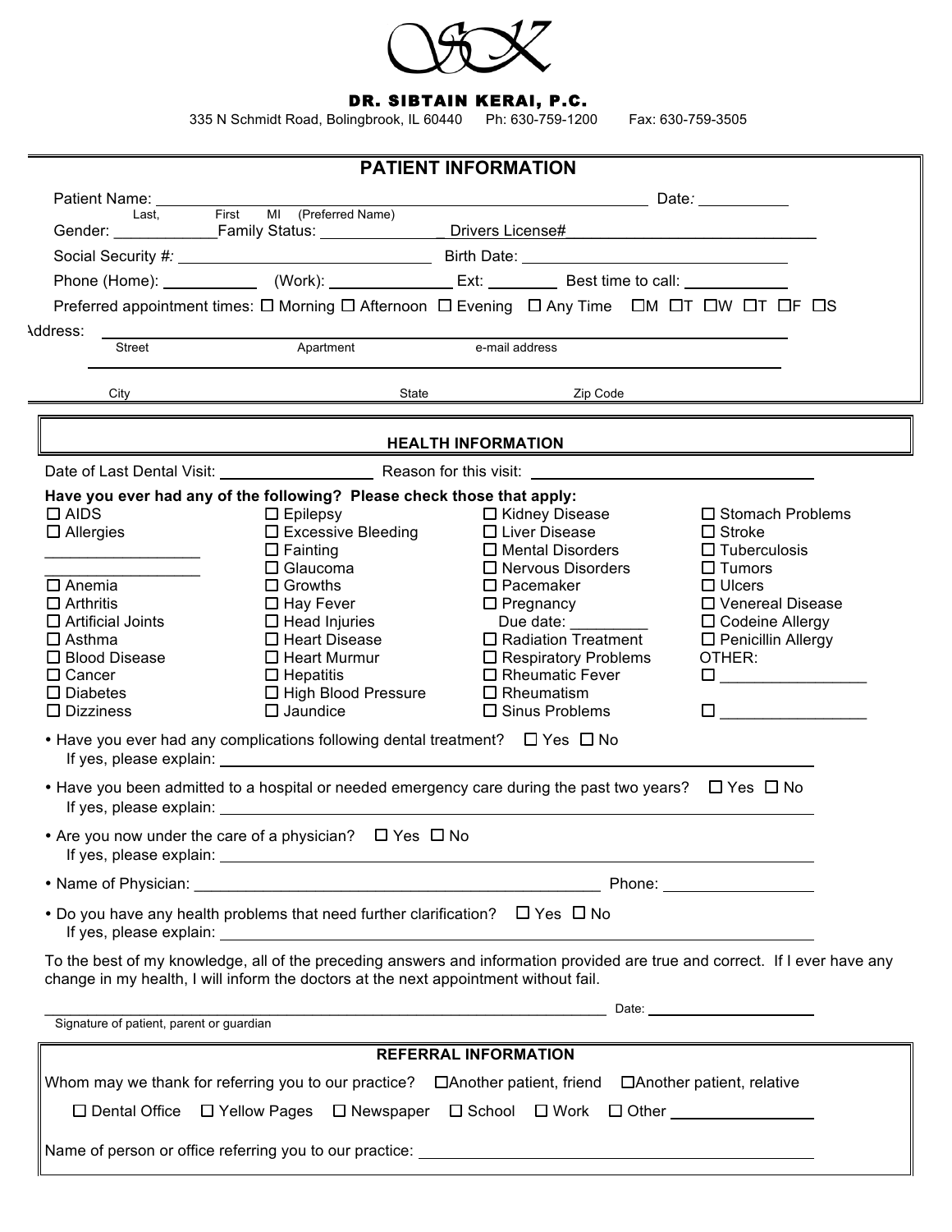**DR. SIBTAIN KERAI, P.C.**
335 N Schmidt Road, Bolingbrook, IL 60440 Ph: 630-759-1200 Fax: 630-759-3505

## PATIENT INFORMATION

Patient Name: ______________________________ Date: __________
Last, First MI (Preferred Name)

Gender: ___________ Family Status: ______________ Drivers License# ____________________________

Social Security #: ____________________________ Birth Date: ______________________________

Phone (Home): ___________ (Work): ______________ Ext: ________ Best time to call: ____________

Preferred appointment times: ☐ Morning ☐ Afternoon ☐ Evening ☐ Any Time ☐M ☐T ☐W ☐T ☐F ☐S

Address: ____________________________________________________________
Street Apartment e-mail address

____________________________________________________________
City State Zip Code

## HEALTH INFORMATION

Date of Last Dental Visit: __________________ Reason for this visit: ______________________________

**Have you ever had any of the following? Please check those that apply:**

| | | | |
|---|---|---|---|
| ☐ AIDS | ☐ Epilepsy | ☐ Kidney Disease | ☐ Stomach Problems |
| ☐ Allergies | ☐ Excessive Bleeding | ☐ Liver Disease | ☐ Stroke |
| _________________ | ☐ Fainting | ☐ Mental Disorders | ☐ Tuberculosis |
| _________________ | ☐ Glaucoma | ☐ Nervous Disorders | ☐ Tumors |
| ☐ Anemia | ☐ Growths | ☐ Pacemaker | ☐ Ulcers |
| ☐ Arthritis | ☐ Hay Fever | ☐ Pregnancy | ☐ Venereal Disease |
| ☐ Artificial Joints | ☐ Head Injuries | Due date: _________ | ☐ Codeine Allergy |
| ☐ Asthma | ☐ Heart Disease | ☐ Radiation Treatment | ☐ Penicillin Allergy |
| ☐ Blood Disease | ☐ Heart Murmur | ☐ Respiratory Problems | OTHER: |
| ☐ Cancer | ☐ Hepatitis | ☐ Rheumatic Fever | ☐ _________________ |
| ☐ Diabetes | ☐ High Blood Pressure | ☐ Rheumatism | |
| ☐ Dizziness | ☐ Jaundice | ☐ Sinus Problems | ☐ _________________ |

- Have you ever had any complications following dental treatment? ☐ Yes ☐ No
  If yes, please explain: ______________________________________________
- Have you been admitted to a hospital or needed emergency care during the past two years? ☐ Yes ☐ No
  If yes, please explain: ______________________________________________
- Are you now under the care of a physician? ☐ Yes ☐ No
  If yes, please explain: ______________________________________________
- Name of Physician: ______________________________________________ Phone: _________________
- Do you have any health problems that need further clarification? ☐ Yes ☐ No
  If yes, please explain: ______________________________________________

To the best of my knowledge, all of the preceding answers and information provided are true and correct. If I ever have any change in my health, I will inform the doctors at the next appointment without fail.

______________________________________________________________ Date: ____________________
Signature of patient, parent or guardian

## REFERRAL INFORMATION

Whom may we thank for referring you to our practice? ☐Another patient, friend ☐Another patient, relative

☐ Dental Office ☐ Yellow Pages ☐ Newspaper ☐ School ☐ Work ☐ Other ________________

Name of person or office referring you to our practice: ______________________________________________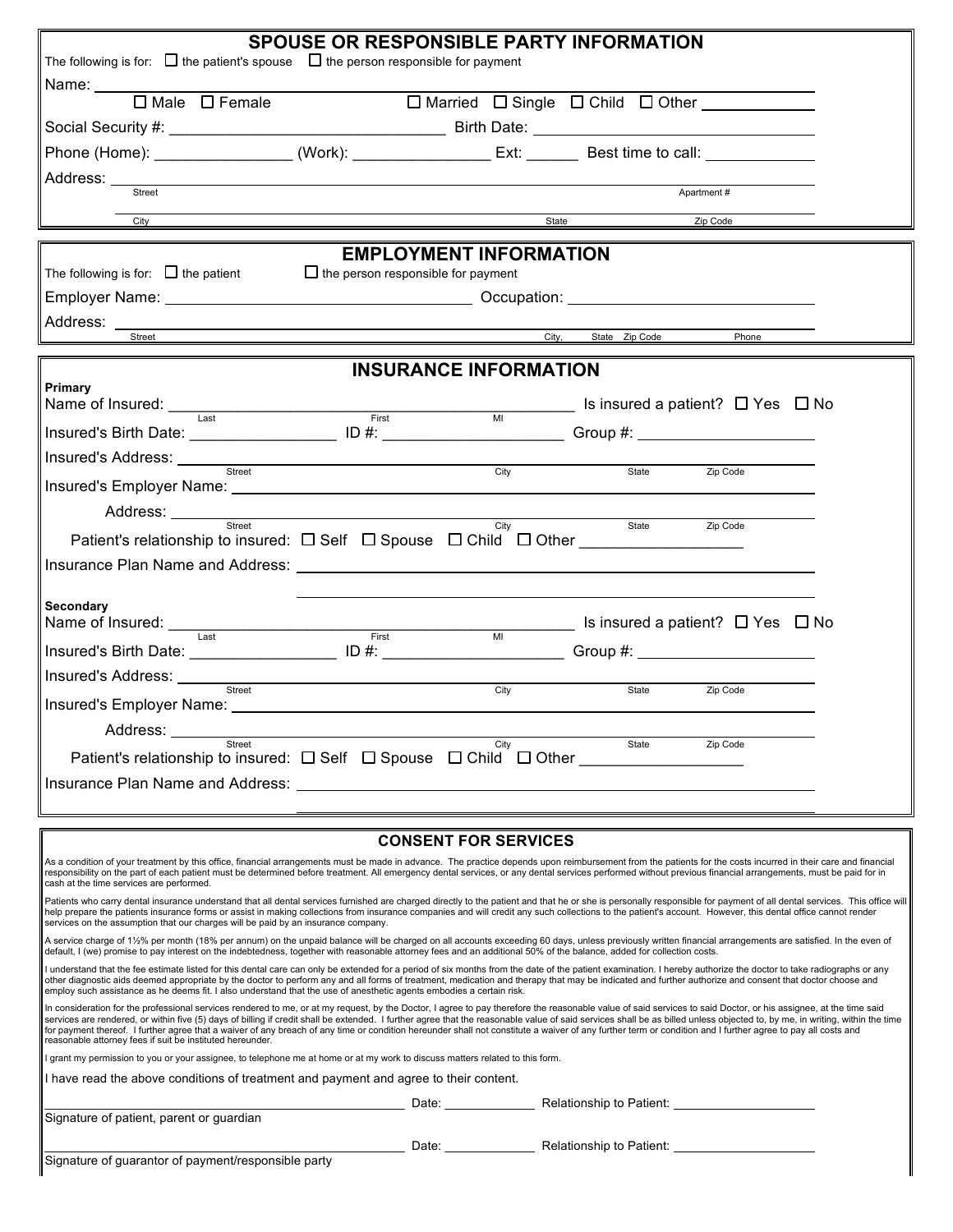## SPOUSE OR RESPONSIBLE PARTY INFORMATION

The following is for: ☐ the patient's spouse ☐ the person responsible for payment

Name: ______________________________________________

☐ Male ☐ Female ☐ Married ☐ Single ☐ Child ☐ Other ____________

Social Security #: ______________________________ Birth Date: ______________________________

Phone (Home): _______________ (Work): _______________ Ext: ______ Best time to call: ____________

Address: ______________________________________________
Street Apartment #

______________________________________________
City State Zip Code

## EMPLOYMENT INFORMATION

The following is for: ☐ the patient ☐ the person responsible for payment

Employer Name: ______________________________ Occupation: ______________________________

Address: ______________________________________________
Street City, State Zip Code Phone

## INSURANCE INFORMATION

**Primary**

Name of Insured: ______________________________________________ Is insured a patient? ☐ Yes ☐ No
Last First MI

Insured's Birth Date: ________________ ID #: ____________________ Group #: ____________________

Insured's Address: ______________________________________________
Street City State Zip Code

Insured's Employer Name: ______________________________________________

Address: ______________________________________________
Street City State Zip Code

Patient's relationship to insured: ☐ Self ☐ Spouse ☐ Child ☐ Other __________________

Insurance Plan Name and Address: ______________________________________________

______________________________________________

**Secondary**

Name of Insured: ______________________________________________ Is insured a patient? ☐ Yes ☐ No
Last First MI

Insured's Birth Date: ________________ ID #: ____________________ Group #: ____________________

Insured's Address: ______________________________________________
Street City State Zip Code

Insured's Employer Name: ______________________________________________

Address: ______________________________________________
Street City State Zip Code

Patient's relationship to insured: ☐ Self ☐ Spouse ☐ Child ☐ Other __________________

Insurance Plan Name and Address: ______________________________________________

______________________________________________

## CONSENT FOR SERVICES

As a condition of your treatment by this office, financial arrangements must be made in advance. The practice depends upon reimbursement from the patients for the costs incurred in their care and financial responsibility on the part of each patient must be determined before treatment. All emergency dental services, or any dental services performed without previous financial arrangements, must be paid for in cash at the time services are performed.

Patients who carry dental insurance understand that all dental services furnished are charged directly to the patient and that he or she is personally responsible for payment of all dental services. This office will help prepare the patients insurance forms or assist in making collections from insurance companies and will credit any such collections to the patient's account. However, this dental office cannot render services on the assumption that our charges will be paid by an insurance company.

A service charge of 1½% per month (18% per annum) on the unpaid balance will be charged on all accounts exceeding 60 days, unless previously written financial arrangements are satisfied. In the even of default, I (we) promise to pay interest on the indebtedness, together with reasonable attorney fees and an additional 50% of the balance, added for collection costs.

I understand that the fee estimate listed for this dental care can only be extended for a period of six months from the date of the patient examination. I hereby authorize the doctor to take radiographs or any other diagnostic aids deemed appropriate by the doctor to perform any and all forms of treatment, medication and therapy that may be indicated and further authorize and consent that doctor choose and employ such assistance as he deems fit. I also understand that the use of anesthetic agents embodies a certain risk.

In consideration for the professional services rendered to me, or at my request, by the Doctor, I agree to pay therefore the reasonable value of said services to said Doctor, or his assignee, at the time said services are rendered, or within five (5) days of billing if credit shall be extended. I further agree that the reasonable value of said services shall be as billed unless objected to, by me, in writing, within the time for payment thereof. I further agree that a waiver of any breach of any time or condition hereunder shall not constitute a waiver of any further term or condition and I further agree to pay all costs and reasonable attorney fees if suit be instituted hereunder.

I grant my permission to you or your assignee, to telephone me at home or at my work to discuss matters related to this form.

I have read the above conditions of treatment and payment and agree to their content.

______________________________________________ Date: ____________ Relationship to Patient: ____________________
Signature of patient, parent or guardian

______________________________________________ Date: ____________ Relationship to Patient: ____________________
Signature of guarantor of payment/responsible party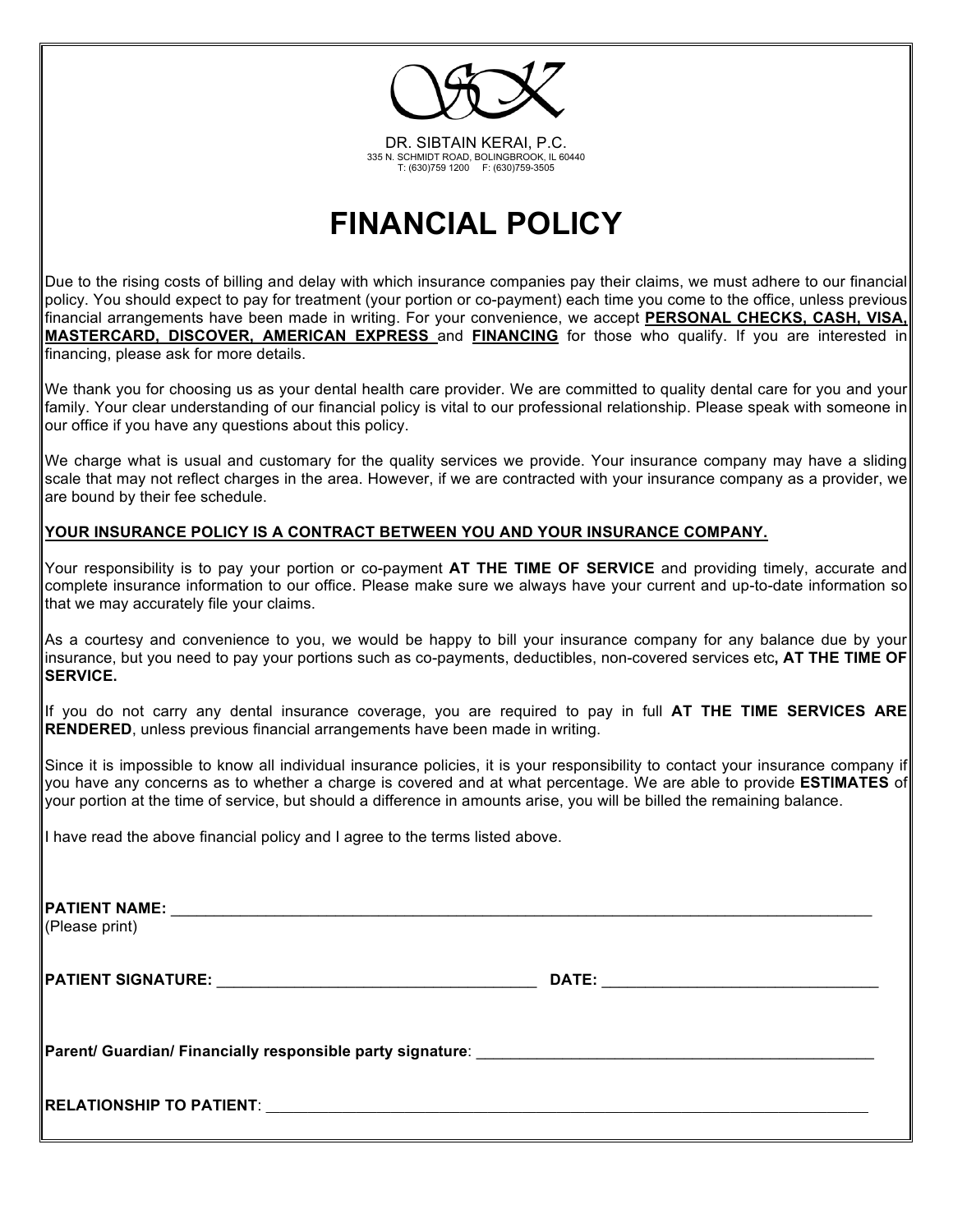DR. SIBTAIN KERAI, P.C.
335 N. SCHMIDT ROAD, BOLINGBROOK, IL 60440
T: (630)759 1200 F: (630)759-3505

# FINANCIAL POLICY

Due to the rising costs of billing and delay with which insurance companies pay their claims, we must adhere to our financial policy. You should expect to pay for treatment (your portion or co-payment) each time you come to the office, unless previous financial arrangements have been made in writing. For your convenience, we accept **PERSONAL CHECKS, CASH, VISA, MASTERCARD, DISCOVER, AMERICAN EXPRESS** and **FINANCING** for those who qualify. If you are interested in financing, please ask for more details.

We thank you for choosing us as your dental health care provider. We are committed to quality dental care for you and your family. Your clear understanding of our financial policy is vital to our professional relationship. Please speak with someone in our office if you have any questions about this policy.

We charge what is usual and customary for the quality services we provide. Your insurance company may have a sliding scale that may not reflect charges in the area. However, if we are contracted with your insurance company as a provider, we are bound by their fee schedule.

**YOUR INSURANCE POLICY IS A CONTRACT BETWEEN YOU AND YOUR INSURANCE COMPANY.**

Your responsibility is to pay your portion or co-payment **AT THE TIME OF SERVICE** and providing timely, accurate and complete insurance information to our office. Please make sure we always have your current and up-to-date information so that we may accurately file your claims.

As a courtesy and convenience to you, we would be happy to bill your insurance company for any balance due by your insurance, but you need to pay your portions such as co-payments, deductibles, non-covered services etc**, AT THE TIME OF SERVICE.**

If you do not carry any dental insurance coverage, you are required to pay in full **AT THE TIME SERVICES ARE RENDERED**, unless previous financial arrangements have been made in writing.

Since it is impossible to know all individual insurance policies, it is your responsibility to contact your insurance company if you have any concerns as to whether a charge is covered and at what percentage. We are able to provide **ESTIMATES** of your portion at the time of service, but should a difference in amounts arise, you will be billed the remaining balance.

I have read the above financial policy and I agree to the terms listed above.

**PATIENT NAME:** ______________________________________________
(Please print)

**PATIENT SIGNATURE:** ______________________________ **DATE:** ______________________

**Parent/ Guardian/ Financially responsible party signature**: ______________________________

**RELATIONSHIP TO PATIENT**: ______________________________________________